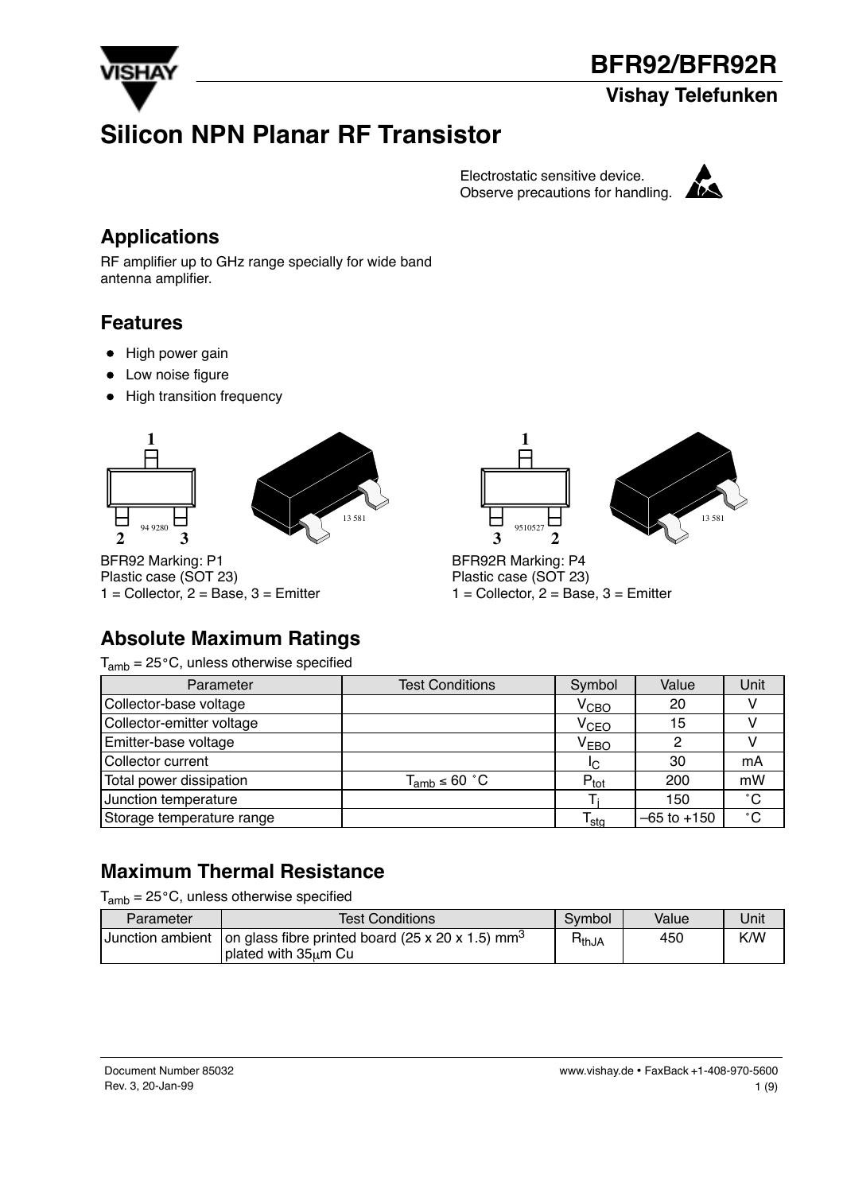# BFR92/BFR92R

## Vishay Telefunken

# Silicon NPN Planar RF Transistor

Electrostatic sensitive device.
Observe precautions for handling.

## Applications

RF amplifier up to GHz range specially for wide band antenna amplifier.

## Features

- High power gain
- Low noise figure
- High transition frequency

BFR92 Marking: P1
Plastic case (SOT 23)
1 = Collector, 2 = Base, 3 = Emitter

BFR92R Marking: P4
Plastic case (SOT 23)
1 = Collector, 2 = Base, 3 = Emitter

## Absolute Maximum Ratings

$T_{amb}$ = 25°C, unless otherwise specified

| Parameter | Test Conditions | Symbol | Value | Unit |
|---|---|---|---|---|
| Collector-base voltage | | $V_{CBO}$ | 20 | V |
| Collector-emitter voltage | | $V_{CEO}$ | 15 | V |
| Emitter-base voltage | | $V_{EBO}$ | 2 | V |
| Collector current | | $I_C$ | 30 | mA |
| Total power dissipation | $T_{amb} \leq 60$ °C | $P_{tot}$ | 200 | mW |
| Junction temperature | | $T_j$ | 150 | °C |
| Storage temperature range | | $T_{stg}$ | –65 to +150 | °C |

## Maximum Thermal Resistance

$T_{amb}$ = 25°C, unless otherwise specified

| Parameter | Test Conditions | Symbol | Value | Unit |
|---|---|---|---|---|
| Junction ambient | on glass fibre printed board (25 x 20 x 1.5) $mm^3$ plated with 35μm Cu | $R_{thJA}$ | 450 | K/W |

Document Number 85032
Rev. 3, 20-Jan-99

www.vishay.de • FaxBack +1-408-970-5600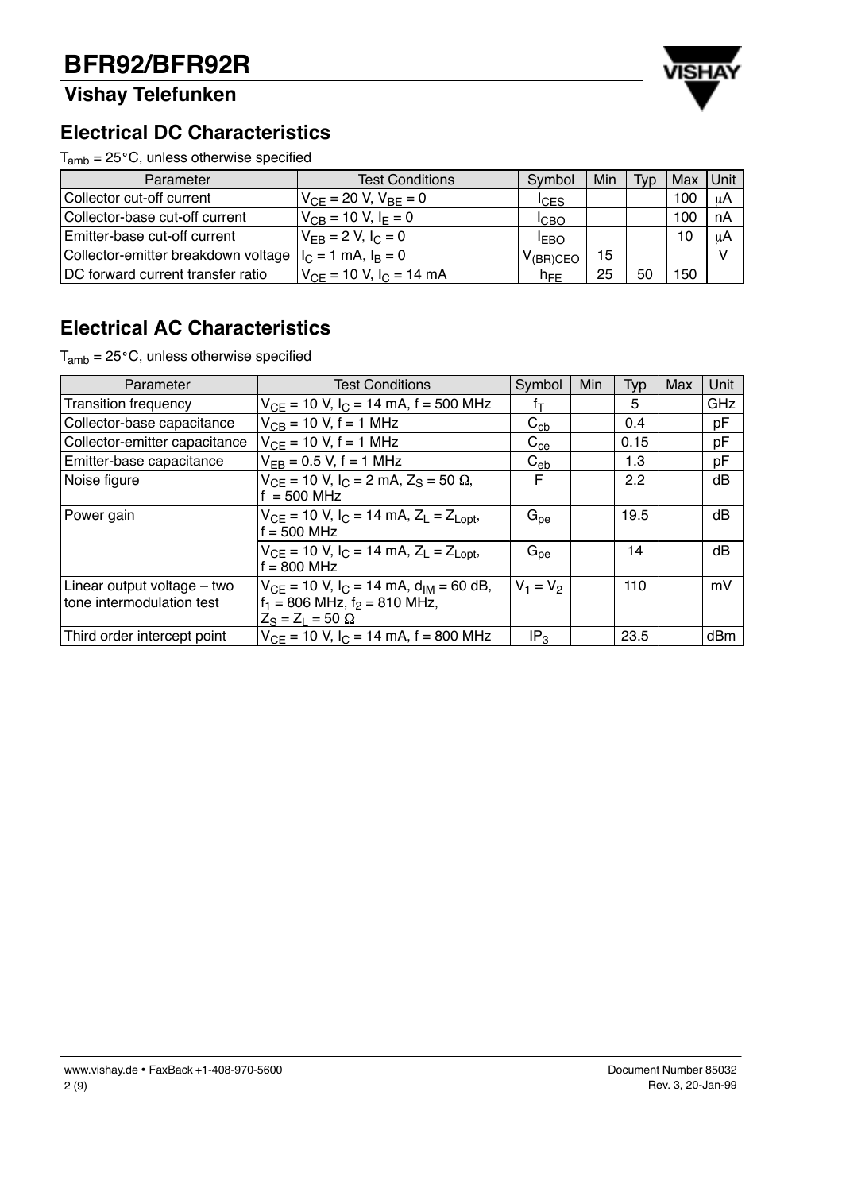## Electrical DC Characteristics

$T_{amb}$ = 25°C, unless otherwise specified

| Parameter | Test Conditions | Symbol | Min | Typ | Max | Unit |
|---|---|---|---|---|---|---|
| Collector cut-off current | $V_{CE}$ = 20 V, $V_{BE}$ = 0 | $I_{CES}$ | | | 100 | μA |
| Collector-base cut-off current | $V_{CB}$ = 10 V, $I_E$ = 0 | $I_{CBO}$ | | | 100 | nA |
| Emitter-base cut-off current | $V_{EB}$ = 2 V, $I_C$ = 0 | $I_{EBO}$ | | | 10 | μA |
| Collector-emitter breakdown voltage | $I_C$ = 1 mA, $I_B$ = 0 | $V_{(BR)CEO}$ | 15 | | | V |
| DC forward current transfer ratio | $V_{CE}$ = 10 V, $I_C$ = 14 mA | $h_{FE}$ | 25 | 50 | 150 | |

## Electrical AC Characteristics

$T_{amb}$ = 25°C, unless otherwise specified

| Parameter | Test Conditions | Symbol | Min | Typ | Max | Unit |
|---|---|---|---|---|---|---|
| Transition frequency | $V_{CE}$ = 10 V, $I_C$ = 14 mA, f = 500 MHz | $f_T$ | | 5 | | GHz |
| Collector-base capacitance | $V_{CB}$ = 10 V, f = 1 MHz | $C_{cb}$ | | 0.4 | | pF |
| Collector-emitter capacitance | $V_{CE}$ = 10 V, f = 1 MHz | $C_{ce}$ | | 0.15 | | pF |
| Emitter-base capacitance | $V_{EB}$ = 0.5 V, f = 1 MHz | $C_{eb}$ | | 1.3 | | pF |
| Noise figure | $V_{CE}$ = 10 V, $I_C$ = 2 mA, $Z_S$ = 50 Ω, f = 500 MHz | F | | 2.2 | | dB |
| Power gain | $V_{CE}$ = 10 V, $I_C$ = 14 mA, $Z_L = Z_{Lopt}$, f = 500 MHz | $G_{pe}$ | | 19.5 | | dB |
| | $V_{CE}$ = 10 V, $I_C$ = 14 mA, $Z_L = Z_{Lopt}$, f = 800 MHz | $G_{pe}$ | | 14 | | dB |
| Linear output voltage – two tone intermodulation test | $V_{CE}$ = 10 V, $I_C$ = 14 mA, $d_{IM}$ = 60 dB, $f_1$ = 806 MHz, $f_2$ = 810 MHz, $Z_S = Z_L$ = 50 Ω | $V_1 = V_2$ | | 110 | | mV |
| Third order intercept point | $V_{CE}$ = 10 V, $I_C$ = 14 mA, f = 800 MHz | $IP_3$ | | 23.5 | | dBm |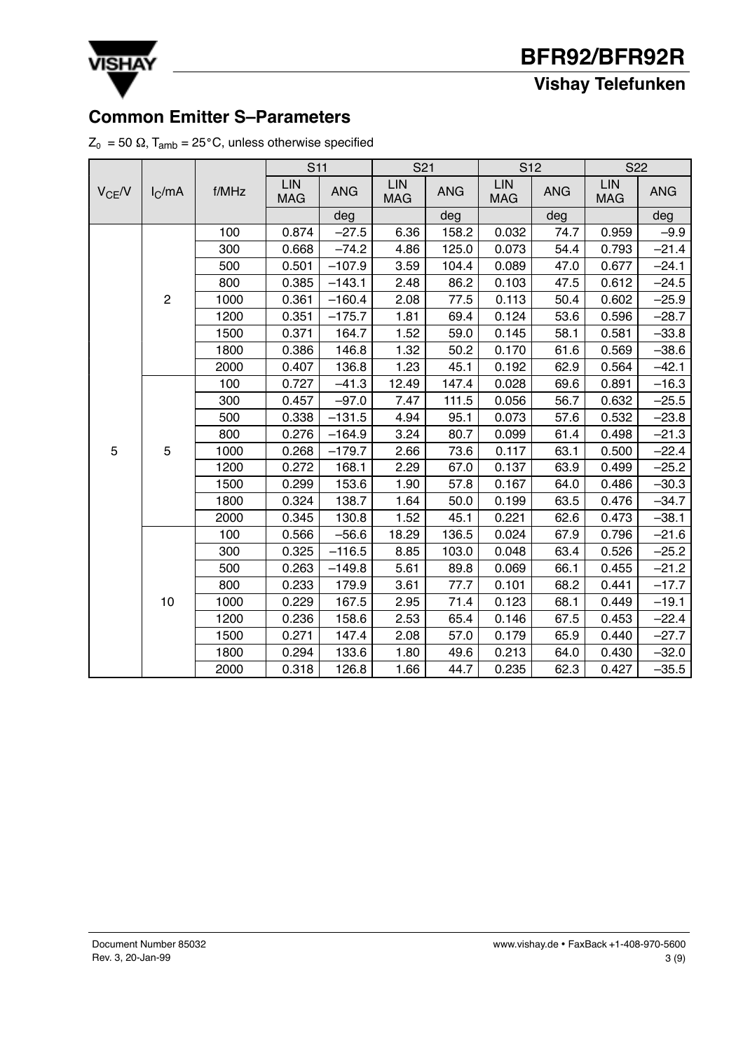## Common Emitter S–Parameters

$Z_0$ = 50 Ω, $T_{amb}$ = 25°C, unless otherwise specified

| $V_{CE}$/V | $I_C$/mA | f/MHz | S11 | | S21 | | S12 | | S22 | |
|---|---|---|---|---|---|---|---|---|---|---|
| | | | LIN MAG | ANG | LIN MAG | ANG | LIN MAG | ANG | LIN MAG | ANG |
| | | | | deg | | deg | | deg | | deg |
| 5 | 2 | 100 | 0.874 | –27.5 | 6.36 | 158.2 | 0.032 | 74.7 | 0.959 | –9.9 |
| | | 300 | 0.668 | –74.2 | 4.86 | 125.0 | 0.073 | 54.4 | 0.793 | –21.4 |
| | | 500 | 0.501 | –107.9 | 3.59 | 104.4 | 0.089 | 47.0 | 0.677 | –24.1 |
| | | 800 | 0.385 | –143.1 | 2.48 | 86.2 | 0.103 | 47.5 | 0.612 | –24.5 |
| | | 1000 | 0.361 | –160.4 | 2.08 | 77.5 | 0.113 | 50.4 | 0.602 | –25.9 |
| | | 1200 | 0.351 | –175.7 | 1.81 | 69.4 | 0.124 | 53.6 | 0.596 | –28.7 |
| | | 1500 | 0.371 | 164.7 | 1.52 | 59.0 | 0.145 | 58.1 | 0.581 | –33.8 |
| | | 1800 | 0.386 | 146.8 | 1.32 | 50.2 | 0.170 | 61.6 | 0.569 | –38.6 |
| | | 2000 | 0.407 | 136.8 | 1.23 | 45.1 | 0.192 | 62.9 | 0.564 | –42.1 |
| | 5 | 100 | 0.727 | –41.3 | 12.49 | 147.4 | 0.028 | 69.6 | 0.891 | –16.3 |
| | | 300 | 0.457 | –97.0 | 7.47 | 111.5 | 0.056 | 56.7 | 0.632 | –25.5 |
| | | 500 | 0.338 | –131.5 | 4.94 | 95.1 | 0.073 | 57.6 | 0.532 | –23.8 |
| | | 800 | 0.276 | –164.9 | 3.24 | 80.7 | 0.099 | 61.4 | 0.498 | –21.3 |
| | | 1000 | 0.268 | –179.7 | 2.66 | 73.6 | 0.117 | 63.1 | 0.500 | –22.4 |
| | | 1200 | 0.272 | 168.1 | 2.29 | 67.0 | 0.137 | 63.9 | 0.499 | –25.2 |
| | | 1500 | 0.299 | 153.6 | 1.90 | 57.8 | 0.167 | 64.0 | 0.486 | –30.3 |
| | | 1800 | 0.324 | 138.7 | 1.64 | 50.0 | 0.199 | 63.5 | 0.476 | –34.7 |
| | | 2000 | 0.345 | 130.8 | 1.52 | 45.1 | 0.221 | 62.6 | 0.473 | –38.1 |
| | 10 | 100 | 0.566 | –56.6 | 18.29 | 136.5 | 0.024 | 67.9 | 0.796 | –21.6 |
| | | 300 | 0.325 | –116.5 | 8.85 | 103.0 | 0.048 | 63.4 | 0.526 | –25.2 |
| | | 500 | 0.263 | –149.8 | 5.61 | 89.8 | 0.069 | 66.1 | 0.455 | –21.2 |
| | | 800 | 0.233 | 179.9 | 3.61 | 77.7 | 0.101 | 68.2 | 0.441 | –17.7 |
| | | 1000 | 0.229 | 167.5 | 2.95 | 71.4 | 0.123 | 68.1 | 0.449 | –19.1 |
| | | 1200 | 0.236 | 158.6 | 2.53 | 65.4 | 0.146 | 67.5 | 0.453 | –22.4 |
| | | 1500 | 0.271 | 147.4 | 2.08 | 57.0 | 0.179 | 65.9 | 0.440 | –27.7 |
| | | 1800 | 0.294 | 133.6 | 1.80 | 49.6 | 0.213 | 64.0 | 0.430 | –32.0 |
| | | 2000 | 0.318 | 126.8 | 1.66 | 44.7 | 0.235 | 62.3 | 0.427 | –35.5 |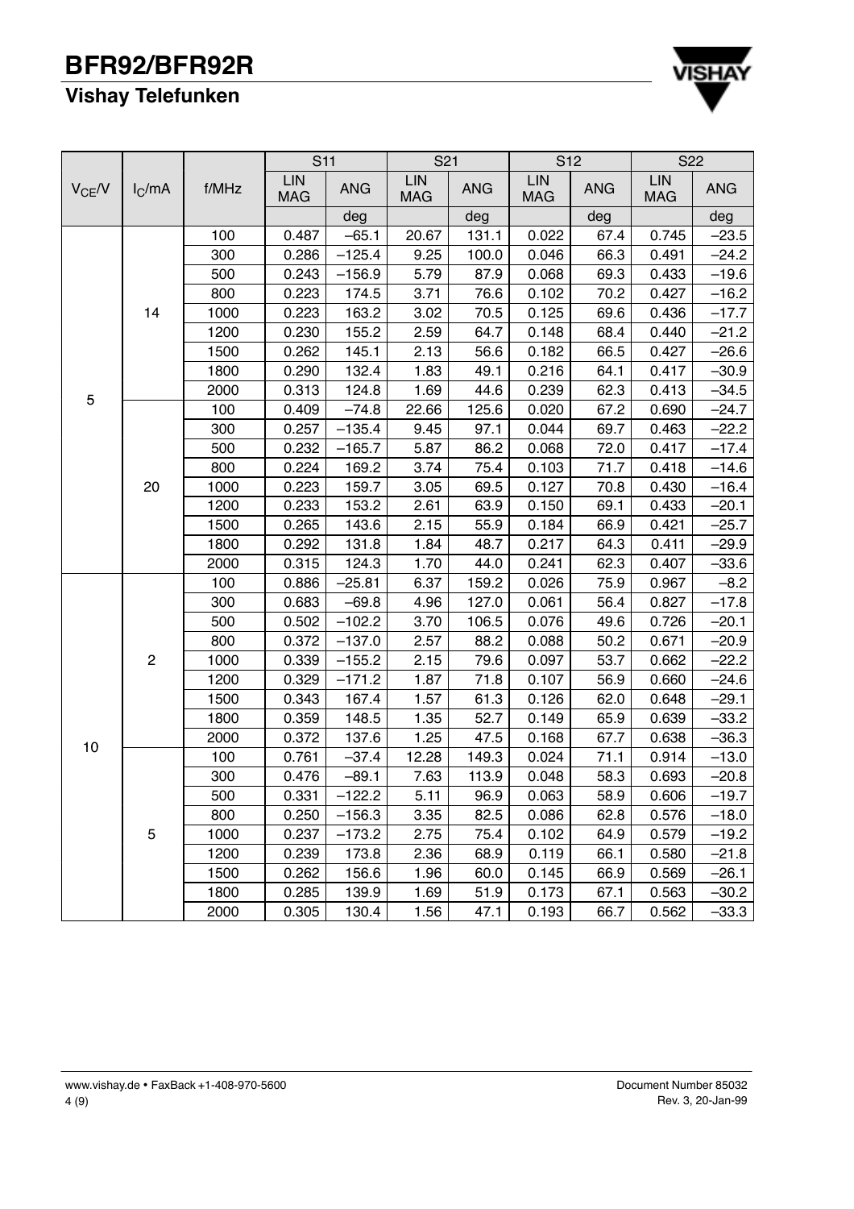| $V_{CE}$/V | $I_C$/mA | f/MHz | S11 | | S21 | | S12 | | S22 | |
|---|---|---|---|---|---|---|---|---|---|---|
| | | | LIN MAG | ANG | LIN MAG | ANG | LIN MAG | ANG | LIN MAG | ANG |
| | | | | deg | | deg | | deg | | deg |
| 5 | 14 | 100 | 0.487 | –65.1 | 20.67 | 131.1 | 0.022 | 67.4 | 0.745 | –23.5 |
| | | 300 | 0.286 | –125.4 | 9.25 | 100.0 | 0.046 | 66.3 | 0.491 | –24.2 |
| | | 500 | 0.243 | –156.9 | 5.79 | 87.9 | 0.068 | 69.3 | 0.433 | –19.6 |
| | | 800 | 0.223 | 174.5 | 3.71 | 76.6 | 0.102 | 70.2 | 0.427 | –16.2 |
| | | 1000 | 0.223 | 163.2 | 3.02 | 70.5 | 0.125 | 69.6 | 0.436 | –17.7 |
| | | 1200 | 0.230 | 155.2 | 2.59 | 64.7 | 0.148 | 68.4 | 0.440 | –21.2 |
| | | 1500 | 0.262 | 145.1 | 2.13 | 56.6 | 0.182 | 66.5 | 0.427 | –26.6 |
| | | 1800 | 0.290 | 132.4 | 1.83 | 49.1 | 0.216 | 64.1 | 0.417 | –30.9 |
| | | 2000 | 0.313 | 124.8 | 1.69 | 44.6 | 0.239 | 62.3 | 0.413 | –34.5 |
| | 20 | 100 | 0.409 | –74.8 | 22.66 | 125.6 | 0.020 | 67.2 | 0.690 | –24.7 |
| | | 300 | 0.257 | –135.4 | 9.45 | 97.1 | 0.044 | 69.7 | 0.463 | –22.2 |
| | | 500 | 0.232 | –165.7 | 5.87 | 86.2 | 0.068 | 72.0 | 0.417 | –17.4 |
| | | 800 | 0.224 | 169.2 | 3.74 | 75.4 | 0.103 | 71.7 | 0.418 | –14.6 |
| | | 1000 | 0.223 | 159.7 | 3.05 | 69.5 | 0.127 | 70.8 | 0.430 | –16.4 |
| | | 1200 | 0.233 | 153.2 | 2.61 | 63.9 | 0.150 | 69.1 | 0.433 | –20.1 |
| | | 1500 | 0.265 | 143.6 | 2.15 | 55.9 | 0.184 | 66.9 | 0.421 | –25.7 |
| | | 1800 | 0.292 | 131.8 | 1.84 | 48.7 | 0.217 | 64.3 | 0.411 | –29.9 |
| | | 2000 | 0.315 | 124.3 | 1.70 | 44.0 | 0.241 | 62.3 | 0.407 | –33.6 |
| 10 | 2 | 100 | 0.886 | –25.81 | 6.37 | 159.2 | 0.026 | 75.9 | 0.967 | –8.2 |
| | | 300 | 0.683 | –69.8 | 4.96 | 127.0 | 0.061 | 56.4 | 0.827 | –17.8 |
| | | 500 | 0.502 | –102.2 | 3.70 | 106.5 | 0.076 | 49.6 | 0.726 | –20.1 |
| | | 800 | 0.372 | –137.0 | 2.57 | 88.2 | 0.088 | 50.2 | 0.671 | –20.9 |
| | | 1000 | 0.339 | –155.2 | 2.15 | 79.6 | 0.097 | 53.7 | 0.662 | –22.2 |
| | | 1200 | 0.329 | –171.2 | 1.87 | 71.8 | 0.107 | 56.9 | 0.660 | –24.6 |
| | | 1500 | 0.343 | 167.4 | 1.57 | 61.3 | 0.126 | 62.0 | 0.648 | –29.1 |
| | | 1800 | 0.359 | 148.5 | 1.35 | 52.7 | 0.149 | 65.9 | 0.639 | –33.2 |
| | | 2000 | 0.372 | 137.6 | 1.25 | 47.5 | 0.168 | 67.7 | 0.638 | –36.3 |
| | 5 | 100 | 0.761 | –37.4 | 12.28 | 149.3 | 0.024 | 71.1 | 0.914 | –13.0 |
| | | 300 | 0.476 | –89.1 | 7.63 | 113.9 | 0.048 | 58.3 | 0.693 | –20.8 |
| | | 500 | 0.331 | –122.2 | 5.11 | 96.9 | 0.063 | 58.9 | 0.606 | –19.7 |
| | | 800 | 0.250 | –156.3 | 3.35 | 82.5 | 0.086 | 62.8 | 0.576 | –18.0 |
| | | 1000 | 0.237 | –173.2 | 2.75 | 75.4 | 0.102 | 64.9 | 0.579 | –19.2 |
| | | 1200 | 0.239 | 173.8 | 2.36 | 68.9 | 0.119 | 66.1 | 0.580 | –21.8 |
| | | 1500 | 0.262 | 156.6 | 1.96 | 60.0 | 0.145 | 66.9 | 0.569 | –26.1 |
| | | 1800 | 0.285 | 139.9 | 1.69 | 51.9 | 0.173 | 67.1 | 0.563 | –30.2 |
| | | 2000 | 0.305 | 130.4 | 1.56 | 47.1 | 0.193 | 66.7 | 0.562 | –33.3 |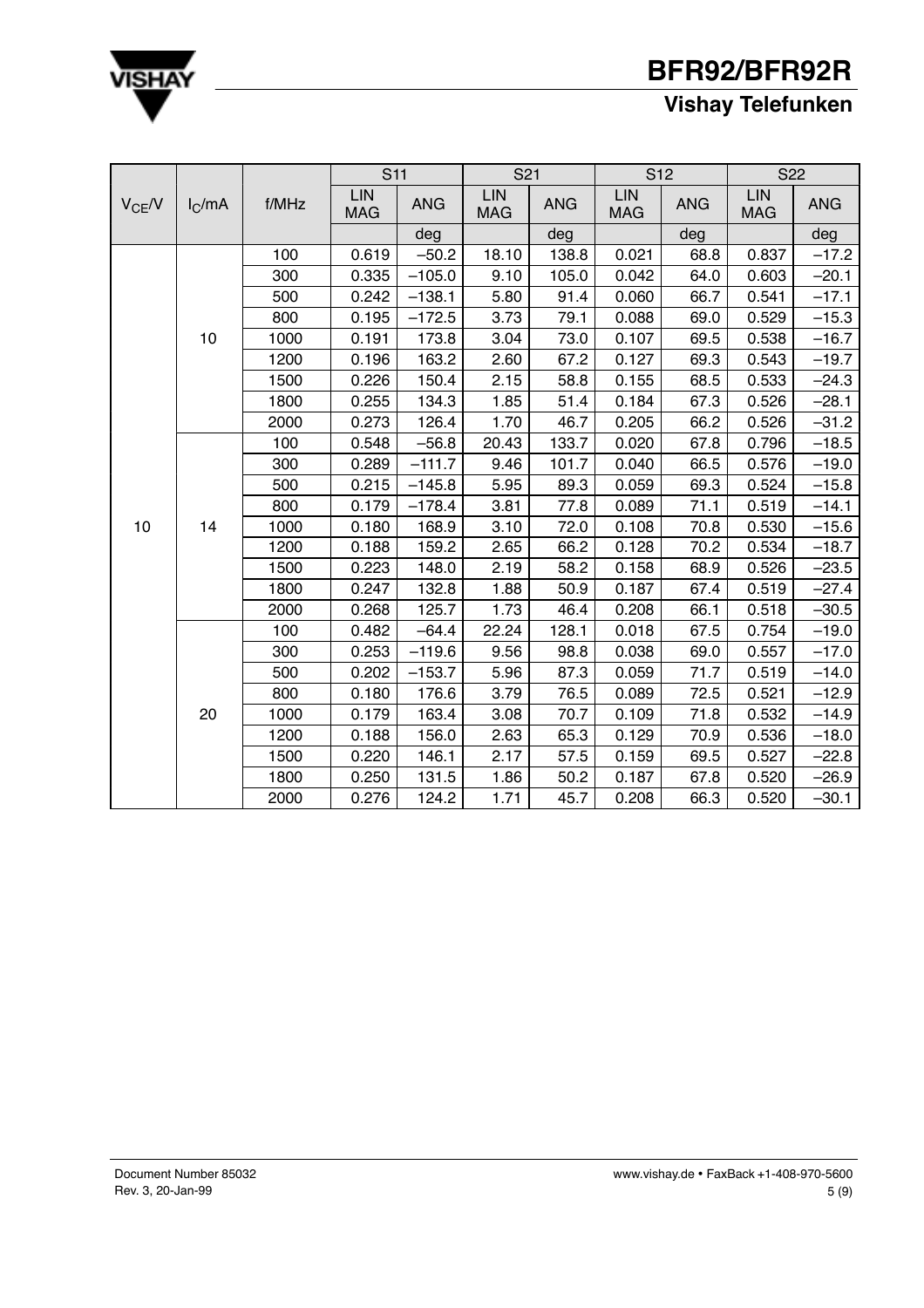| $V_{CE}$/V | $I_C$/mA | f/MHz | S11 | | S21 | | S12 | | S22 | |
|---|---|---|---|---|---|---|---|---|---|---|
| | | | LIN MAG | ANG | LIN MAG | ANG | LIN MAG | ANG | LIN MAG | ANG |
| | | | | deg | | deg | | deg | | deg |
| 10 | 10 | 100 | 0.619 | −50.2 | 18.10 | 138.8 | 0.021 | 68.8 | 0.837 | −17.2 |
| | | 300 | 0.335 | −105.0 | 9.10 | 105.0 | 0.042 | 64.0 | 0.603 | −20.1 |
| | | 500 | 0.242 | −138.1 | 5.80 | 91.4 | 0.060 | 66.7 | 0.541 | −17.1 |
| | | 800 | 0.195 | −172.5 | 3.73 | 79.1 | 0.088 | 69.0 | 0.529 | −15.3 |
| | | 1000 | 0.191 | 173.8 | 3.04 | 73.0 | 0.107 | 69.5 | 0.538 | −16.7 |
| | | 1200 | 0.196 | 163.2 | 2.60 | 67.2 | 0.127 | 69.3 | 0.543 | −19.7 |
| | | 1500 | 0.226 | 150.4 | 2.15 | 58.8 | 0.155 | 68.5 | 0.533 | −24.3 |
| | | 1800 | 0.255 | 134.3 | 1.85 | 51.4 | 0.184 | 67.3 | 0.526 | −28.1 |
| | | 2000 | 0.273 | 126.4 | 1.70 | 46.7 | 0.205 | 66.2 | 0.526 | −31.2 |
| | 14 | 100 | 0.548 | −56.8 | 20.43 | 133.7 | 0.020 | 67.8 | 0.796 | −18.5 |
| | | 300 | 0.289 | −111.7 | 9.46 | 101.7 | 0.040 | 66.5 | 0.576 | −19.0 |
| | | 500 | 0.215 | −145.8 | 5.95 | 89.3 | 0.059 | 69.3 | 0.524 | −15.8 |
| | | 800 | 0.179 | −178.4 | 3.81 | 77.8 | 0.089 | 71.1 | 0.519 | −14.1 |
| | | 1000 | 0.180 | 168.9 | 3.10 | 72.0 | 0.108 | 70.8 | 0.530 | −15.6 |
| | | 1200 | 0.188 | 159.2 | 2.65 | 66.2 | 0.128 | 70.2 | 0.534 | −18.7 |
| | | 1500 | 0.223 | 148.0 | 2.19 | 58.2 | 0.158 | 68.9 | 0.526 | −23.5 |
| | | 1800 | 0.247 | 132.8 | 1.88 | 50.9 | 0.187 | 67.4 | 0.519 | −27.4 |
| | | 2000 | 0.268 | 125.7 | 1.73 | 46.4 | 0.208 | 66.1 | 0.518 | −30.5 |
| | 20 | 100 | 0.482 | −64.4 | 22.24 | 128.1 | 0.018 | 67.5 | 0.754 | −19.0 |
| | | 300 | 0.253 | −119.6 | 9.56 | 98.8 | 0.038 | 69.0 | 0.557 | −17.0 |
| | | 500 | 0.202 | −153.7 | 5.96 | 87.3 | 0.059 | 71.7 | 0.519 | −14.0 |
| | | 800 | 0.180 | 176.6 | 3.79 | 76.5 | 0.089 | 72.5 | 0.521 | −12.9 |
| | | 1000 | 0.179 | 163.4 | 3.08 | 70.7 | 0.109 | 71.8 | 0.532 | −14.9 |
| | | 1200 | 0.188 | 156.0 | 2.63 | 65.3 | 0.129 | 70.9 | 0.536 | −18.0 |
| | | 1500 | 0.220 | 146.1 | 2.17 | 57.5 | 0.159 | 69.5 | 0.527 | −22.8 |
| | | 1800 | 0.250 | 131.5 | 1.86 | 50.2 | 0.187 | 67.8 | 0.520 | −26.9 |
| | | 2000 | 0.276 | 124.2 | 1.71 | 45.7 | 0.208 | 66.3 | 0.520 | −30.1 |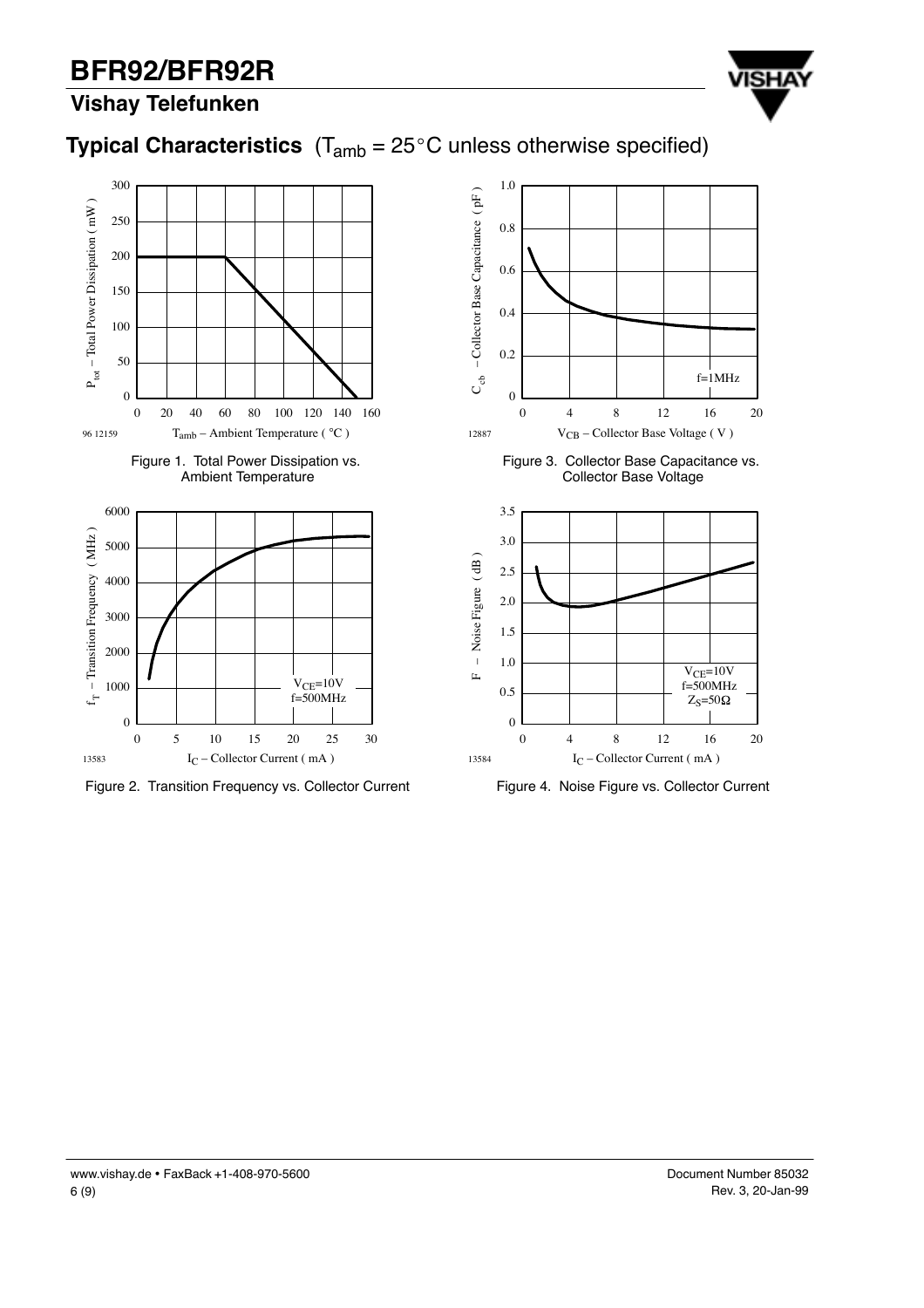## Typical Characteristics ($T_{amb}$ = 25°C unless otherwise specified)

Figure 1. Total Power Dissipation vs. Ambient Temperature

Figure 2. Transition Frequency vs. Collector Current

Figure 3. Collector Base Capacitance vs. Collector Base Voltage

Figure 4. Noise Figure vs. Collector Current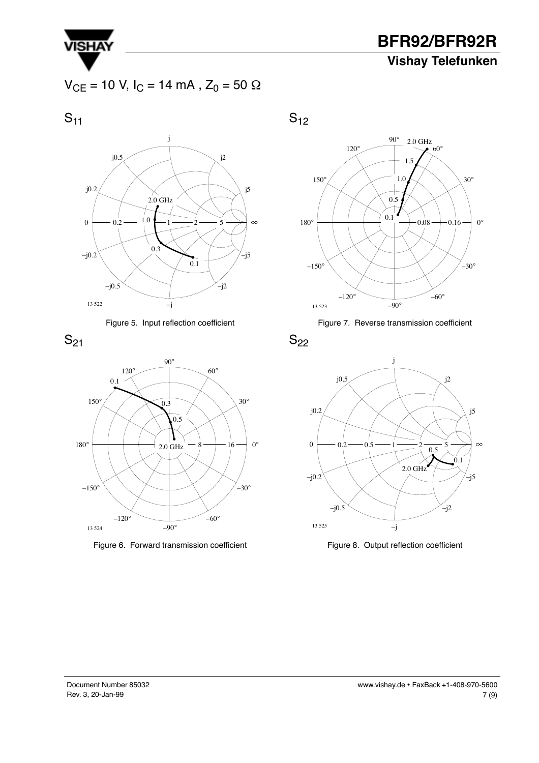$V_{CE}$ = 10 V, $I_C$ = 14 mA , $Z_0$ = 50 Ω

## $S_{11}$

Figure 5. Input reflection coefficient

## $S_{12}$

Figure 7. Reverse transmission coefficient

## $S_{21}$

Figure 6. Forward transmission coefficient

## $S_{22}$

Figure 8. Output reflection coefficient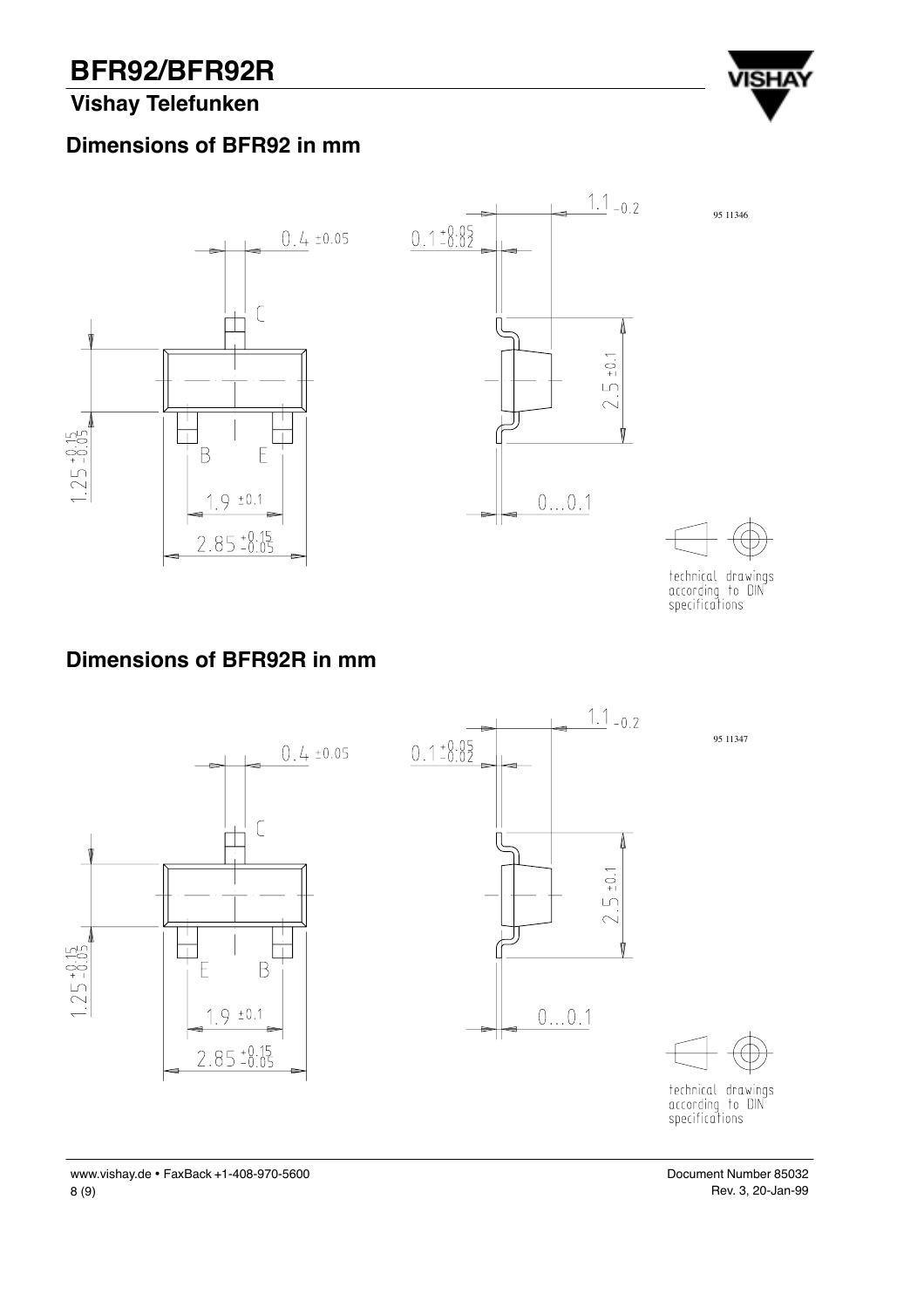## Dimensions of BFR92 in mm

95 11346

technical drawings according to DIN specifications

## Dimensions of BFR92R in mm

95 11347

technical drawings according to DIN specifications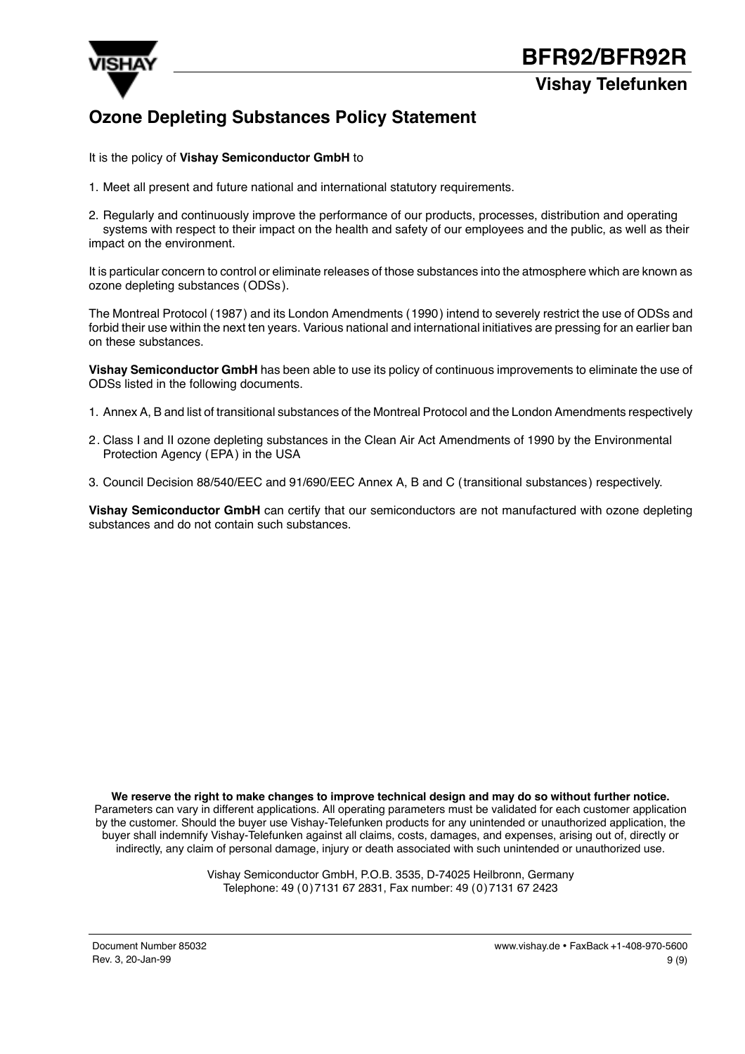## Ozone Depleting Substances Policy Statement

It is the policy of **Vishay Semiconductor GmbH** to

1. Meet all present and future national and international statutory requirements.

2. Regularly and continuously improve the performance of our products, processes, distribution and operating systems with respect to their impact on the health and safety of our employees and the public, as well as their impact on the environment.

It is particular concern to control or eliminate releases of those substances into the atmosphere which are known as ozone depleting substances (ODSs).

The Montreal Protocol (1987) and its London Amendments (1990) intend to severely restrict the use of ODSs and forbid their use within the next ten years. Various national and international initiatives are pressing for an earlier ban on these substances.

**Vishay Semiconductor GmbH** has been able to use its policy of continuous improvements to eliminate the use of ODSs listed in the following documents.

1. Annex A, B and list of transitional substances of the Montreal Protocol and the London Amendments respectively

2. Class I and II ozone depleting substances in the Clean Air Act Amendments of 1990 by the Environmental Protection Agency (EPA) in the USA

3. Council Decision 88/540/EEC and 91/690/EEC Annex A, B and C (transitional substances) respectively.

**Vishay Semiconductor GmbH** can certify that our semiconductors are not manufactured with ozone depleting substances and do not contain such substances.

**We reserve the right to make changes to improve technical design and may do so without further notice.**
Parameters can vary in different applications. All operating parameters must be validated for each customer application by the customer. Should the buyer use Vishay-Telefunken products for any unintended or unauthorized application, the buyer shall indemnify Vishay-Telefunken against all claims, costs, damages, and expenses, arising out of, directly or indirectly, any claim of personal damage, injury or death associated with such unintended or unauthorized use.

Vishay Semiconductor GmbH, P.O.B. 3535, D-74025 Heilbronn, Germany
Telephone: 49 (0)7131 67 2831, Fax number: 49 (0)7131 67 2423